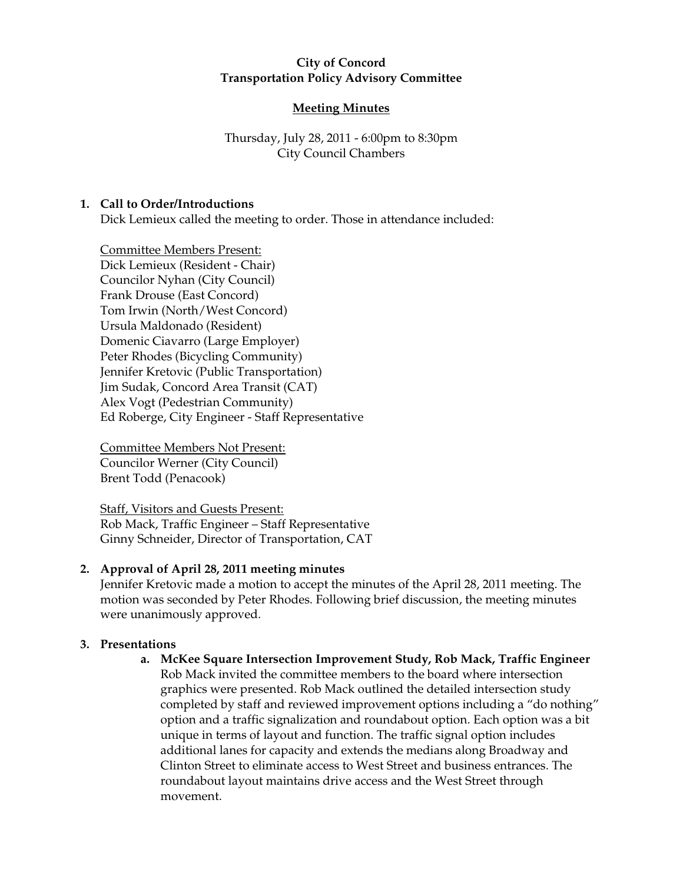**City of Concord**
**Transportation Policy Advisory Committee**

**Meeting Minutes**

Thursday, July 28, 2011 - 6:00pm to 8:30pm
City Council Chambers

## 1. Call to Order/Introductions

Dick Lemieux called the meeting to order. Those in attendance included:

Committee Members Present:
Dick Lemieux (Resident - Chair)
Councilor Nyhan (City Council)
Frank Drouse (East Concord)
Tom Irwin (North/West Concord)
Ursula Maldonado (Resident)
Domenic Ciavarro (Large Employer)
Peter Rhodes (Bicycling Community)
Jennifer Kretovic (Public Transportation)
Jim Sudak, Concord Area Transit (CAT)
Alex Vogt (Pedestrian Community)
Ed Roberge, City Engineer - Staff Representative

Committee Members Not Present:
Councilor Werner (City Council)
Brent Todd (Penacook)

Staff, Visitors and Guests Present:
Rob Mack, Traffic Engineer – Staff Representative
Ginny Schneider, Director of Transportation, CAT

## 2. Approval of April 28, 2011 meeting minutes

Jennifer Kretovic made a motion to accept the minutes of the April 28, 2011 meeting. The motion was seconded by Peter Rhodes. Following brief discussion, the meeting minutes were unanimously approved.

## 3. Presentations

**a. McKee Square Intersection Improvement Study, Rob Mack, Traffic Engineer**

Rob Mack invited the committee members to the board where intersection graphics were presented. Rob Mack outlined the detailed intersection study completed by staff and reviewed improvement options including a "do nothing" option and a traffic signalization and roundabout option. Each option was a bit unique in terms of layout and function. The traffic signal option includes additional lanes for capacity and extends the medians along Broadway and Clinton Street to eliminate access to West Street and business entrances. The roundabout layout maintains drive access and the West Street through movement.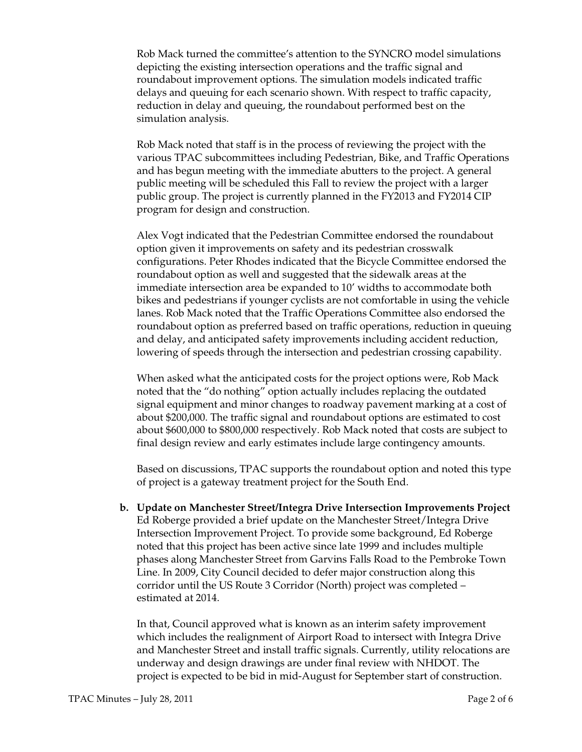Rob Mack turned the committee's attention to the SYNCRO model simulations depicting the existing intersection operations and the traffic signal and roundabout improvement options. The simulation models indicated traffic delays and queuing for each scenario shown. With respect to traffic capacity, reduction in delay and queuing, the roundabout performed best on the simulation analysis.

Rob Mack noted that staff is in the process of reviewing the project with the various TPAC subcommittees including Pedestrian, Bike, and Traffic Operations and has begun meeting with the immediate abutters to the project. A general public meeting will be scheduled this Fall to review the project with a larger public group. The project is currently planned in the FY2013 and FY2014 CIP program for design and construction.

Alex Vogt indicated that the Pedestrian Committee endorsed the roundabout option given it improvements on safety and its pedestrian crosswalk configurations. Peter Rhodes indicated that the Bicycle Committee endorsed the roundabout option as well and suggested that the sidewalk areas at the immediate intersection area be expanded to 10' widths to accommodate both bikes and pedestrians if younger cyclists are not comfortable in using the vehicle lanes. Rob Mack noted that the Traffic Operations Committee also endorsed the roundabout option as preferred based on traffic operations, reduction in queuing and delay, and anticipated safety improvements including accident reduction, lowering of speeds through the intersection and pedestrian crossing capability.

When asked what the anticipated costs for the project options were, Rob Mack noted that the "do nothing" option actually includes replacing the outdated signal equipment and minor changes to roadway pavement marking at a cost of about $200,000. The traffic signal and roundabout options are estimated to cost about $600,000 to $800,000 respectively. Rob Mack noted that costs are subject to final design review and early estimates include large contingency amounts.

Based on discussions, TPAC supports the roundabout option and noted this type of project is a gateway treatment project for the South End.

**b. Update on Manchester Street/Integra Drive Intersection Improvements Project**

Ed Roberge provided a brief update on the Manchester Street/Integra Drive Intersection Improvement Project. To provide some background, Ed Roberge noted that this project has been active since late 1999 and includes multiple phases along Manchester Street from Garvins Falls Road to the Pembroke Town Line. In 2009, City Council decided to defer major construction along this corridor until the US Route 3 Corridor (North) project was completed – estimated at 2014.

In that, Council approved what is known as an interim safety improvement which includes the realignment of Airport Road to intersect with Integra Drive and Manchester Street and install traffic signals. Currently, utility relocations are underway and design drawings are under final review with NHDOT. The project is expected to be bid in mid-August for September start of construction.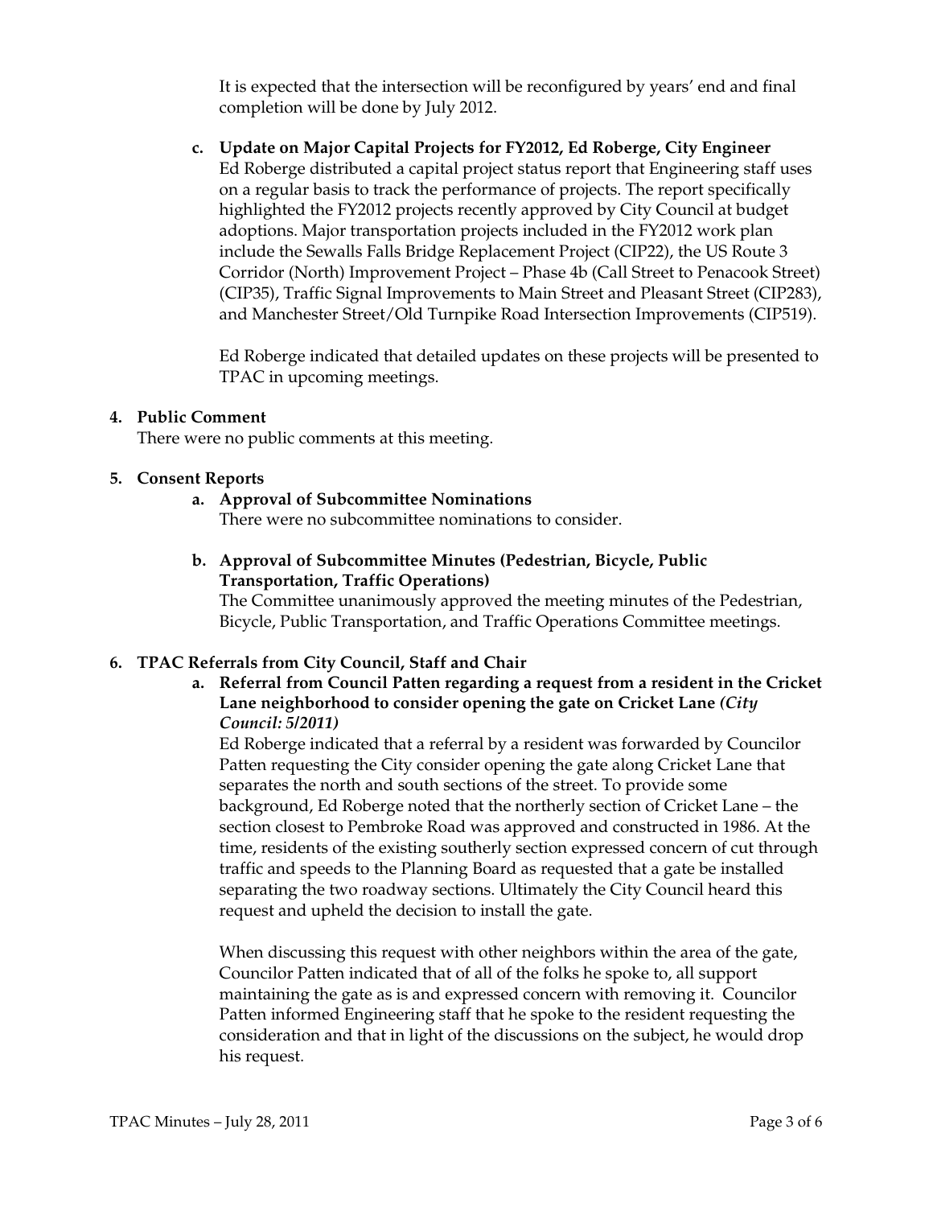It is expected that the intersection will be reconfigured by years' end and final completion will be done by July 2012.

**c. Update on Major Capital Projects for FY2012, Ed Roberge, City Engineer**

Ed Roberge distributed a capital project status report that Engineering staff uses on a regular basis to track the performance of projects. The report specifically highlighted the FY2012 projects recently approved by City Council at budget adoptions. Major transportation projects included in the FY2012 work plan include the Sewalls Falls Bridge Replacement Project (CIP22), the US Route 3 Corridor (North) Improvement Project – Phase 4b (Call Street to Penacook Street) (CIP35), Traffic Signal Improvements to Main Street and Pleasant Street (CIP283), and Manchester Street/Old Turnpike Road Intersection Improvements (CIP519).

Ed Roberge indicated that detailed updates on these projects will be presented to TPAC in upcoming meetings.

**4. Public Comment**

There were no public comments at this meeting.

**5. Consent Reports**

**a. Approval of Subcommittee Nominations**

There were no subcommittee nominations to consider.

**b. Approval of Subcommittee Minutes (Pedestrian, Bicycle, Public Transportation, Traffic Operations)**

The Committee unanimously approved the meeting minutes of the Pedestrian, Bicycle, Public Transportation, and Traffic Operations Committee meetings.

**6. TPAC Referrals from City Council, Staff and Chair**

**a. Referral from Council Patten regarding a request from a resident in the Cricket Lane neighborhood to consider opening the gate on Cricket Lane *(City Council: 5/2011)***

Ed Roberge indicated that a referral by a resident was forwarded by Councilor Patten requesting the City consider opening the gate along Cricket Lane that separates the north and south sections of the street. To provide some background, Ed Roberge noted that the northerly section of Cricket Lane – the section closest to Pembroke Road was approved and constructed in 1986. At the time, residents of the existing southerly section expressed concern of cut through traffic and speeds to the Planning Board as requested that a gate be installed separating the two roadway sections. Ultimately the City Council heard this request and upheld the decision to install the gate.

When discussing this request with other neighbors within the area of the gate, Councilor Patten indicated that of all of the folks he spoke to, all support maintaining the gate as is and expressed concern with removing it. Councilor Patten informed Engineering staff that he spoke to the resident requesting the consideration and that in light of the discussions on the subject, he would drop his request.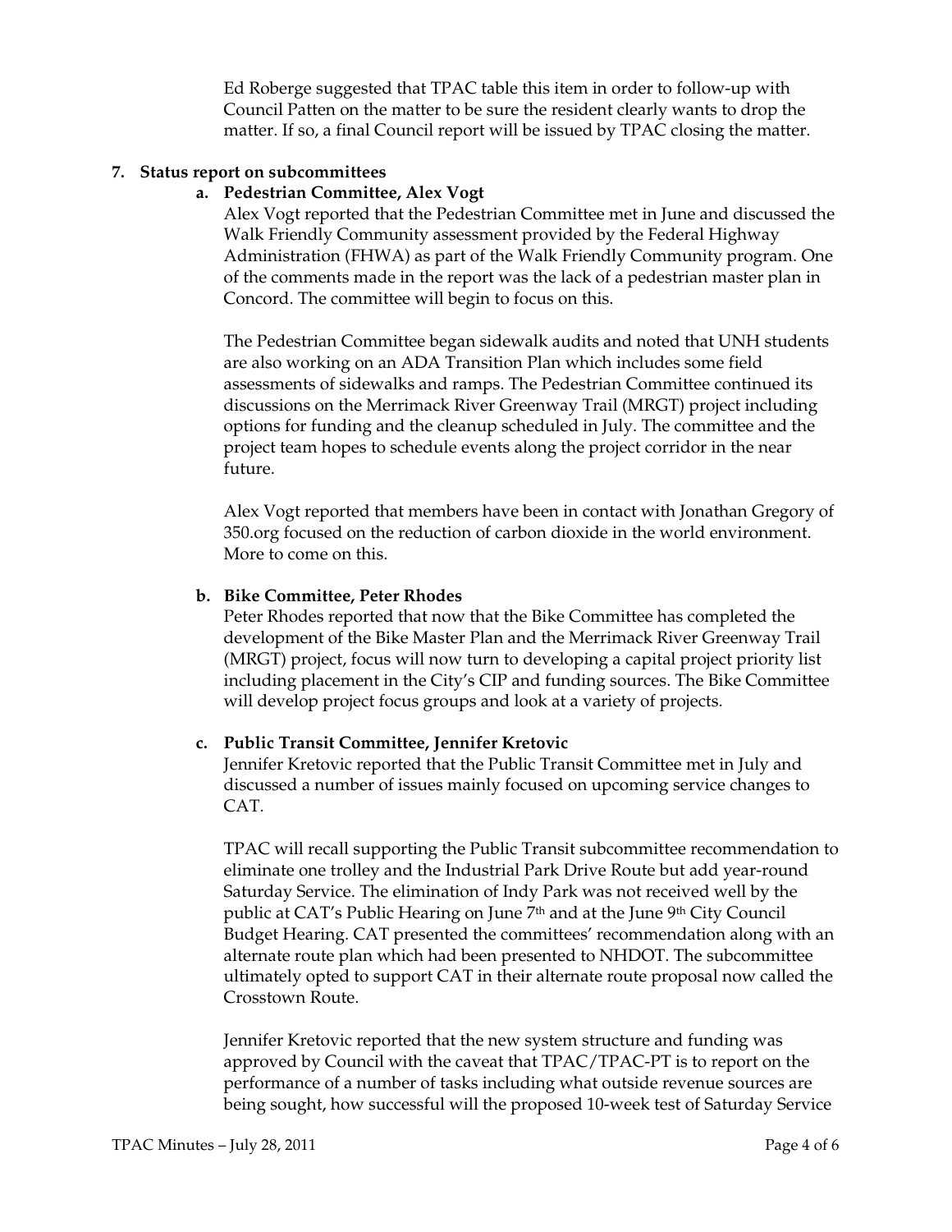Ed Roberge suggested that TPAC table this item in order to follow-up with Council Patten on the matter to be sure the resident clearly wants to drop the matter. If so, a final Council report will be issued by TPAC closing the matter.

**7. Status report on subcommittees**

**a. Pedestrian Committee, Alex Vogt**

Alex Vogt reported that the Pedestrian Committee met in June and discussed the Walk Friendly Community assessment provided by the Federal Highway Administration (FHWA) as part of the Walk Friendly Community program. One of the comments made in the report was the lack of a pedestrian master plan in Concord. The committee will begin to focus on this.

The Pedestrian Committee began sidewalk audits and noted that UNH students are also working on an ADA Transition Plan which includes some field assessments of sidewalks and ramps. The Pedestrian Committee continued its discussions on the Merrimack River Greenway Trail (MRGT) project including options for funding and the cleanup scheduled in July. The committee and the project team hopes to schedule events along the project corridor in the near future.

Alex Vogt reported that members have been in contact with Jonathan Gregory of 350.org focused on the reduction of carbon dioxide in the world environment. More to come on this.

**b. Bike Committee, Peter Rhodes**

Peter Rhodes reported that now that the Bike Committee has completed the development of the Bike Master Plan and the Merrimack River Greenway Trail (MRGT) project, focus will now turn to developing a capital project priority list including placement in the City's CIP and funding sources. The Bike Committee will develop project focus groups and look at a variety of projects.

**c. Public Transit Committee, Jennifer Kretovic**

Jennifer Kretovic reported that the Public Transit Committee met in July and discussed a number of issues mainly focused on upcoming service changes to CAT.

TPAC will recall supporting the Public Transit subcommittee recommendation to eliminate one trolley and the Industrial Park Drive Route but add year-round Saturday Service. The elimination of Indy Park was not received well by the public at CAT's Public Hearing on June 7th and at the June 9th City Council Budget Hearing. CAT presented the committees' recommendation along with an alternate route plan which had been presented to NHDOT. The subcommittee ultimately opted to support CAT in their alternate route proposal now called the Crosstown Route.

Jennifer Kretovic reported that the new system structure and funding was approved by Council with the caveat that TPAC/TPAC-PT is to report on the performance of a number of tasks including what outside revenue sources are being sought, how successful will the proposed 10-week test of Saturday Service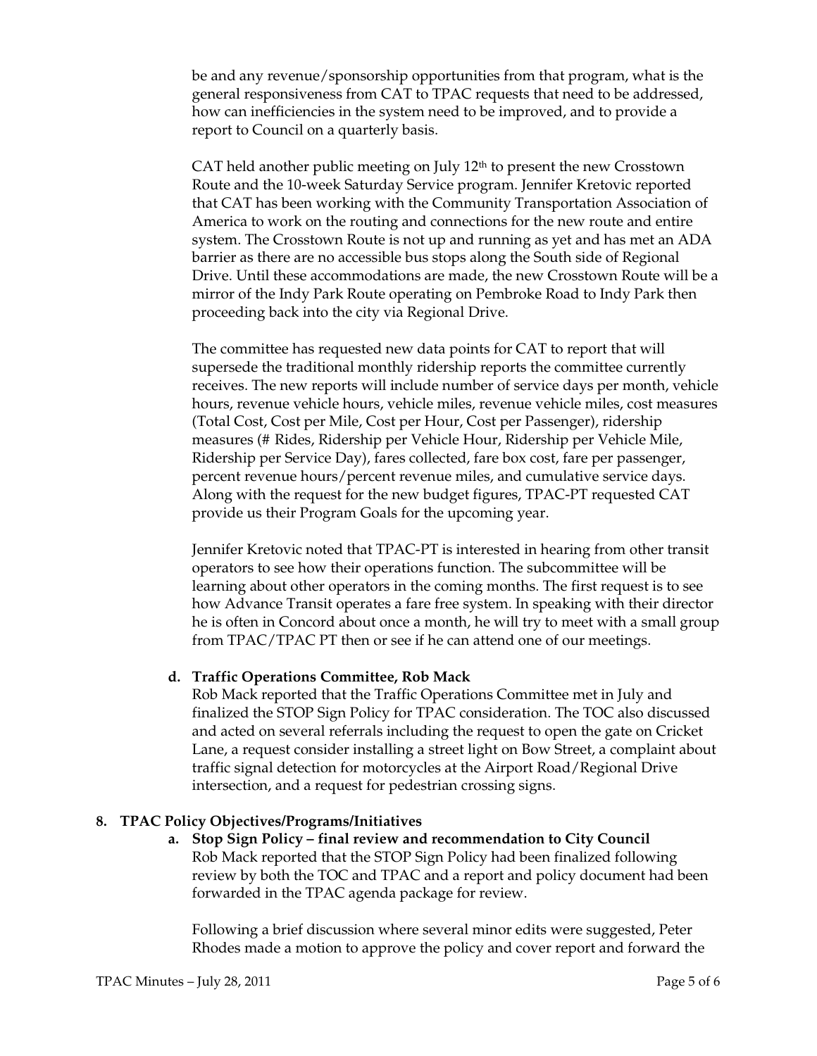be and any revenue/sponsorship opportunities from that program, what is the general responsiveness from CAT to TPAC requests that need to be addressed, how can inefficiencies in the system need to be improved, and to provide a report to Council on a quarterly basis.

CAT held another public meeting on July 12th to present the new Crosstown Route and the 10-week Saturday Service program. Jennifer Kretovic reported that CAT has been working with the Community Transportation Association of America to work on the routing and connections for the new route and entire system. The Crosstown Route is not up and running as yet and has met an ADA barrier as there are no accessible bus stops along the South side of Regional Drive. Until these accommodations are made, the new Crosstown Route will be a mirror of the Indy Park Route operating on Pembroke Road to Indy Park then proceeding back into the city via Regional Drive.

The committee has requested new data points for CAT to report that will supersede the traditional monthly ridership reports the committee currently receives. The new reports will include number of service days per month, vehicle hours, revenue vehicle hours, vehicle miles, revenue vehicle miles, cost measures (Total Cost, Cost per Mile, Cost per Hour, Cost per Passenger), ridership measures (# Rides, Ridership per Vehicle Hour, Ridership per Vehicle Mile, Ridership per Service Day), fares collected, fare box cost, fare per passenger, percent revenue hours/percent revenue miles, and cumulative service days. Along with the request for the new budget figures, TPAC-PT requested CAT provide us their Program Goals for the upcoming year.

Jennifer Kretovic noted that TPAC-PT is interested in hearing from other transit operators to see how their operations function. The subcommittee will be learning about other operators in the coming months. The first request is to see how Advance Transit operates a fare free system. In speaking with their director he is often in Concord about once a month, he will try to meet with a small group from TPAC/TPAC PT then or see if he can attend one of our meetings.

**d. Traffic Operations Committee, Rob Mack**

Rob Mack reported that the Traffic Operations Committee met in July and finalized the STOP Sign Policy for TPAC consideration. The TOC also discussed and acted on several referrals including the request to open the gate on Cricket Lane, a request consider installing a street light on Bow Street, a complaint about traffic signal detection for motorcycles at the Airport Road/Regional Drive intersection, and a request for pedestrian crossing signs.

**8. TPAC Policy Objectives/Programs/Initiatives**

**a. Stop Sign Policy – final review and recommendation to City Council**

Rob Mack reported that the STOP Sign Policy had been finalized following review by both the TOC and TPAC and a report and policy document had been forwarded in the TPAC agenda package for review.

Following a brief discussion where several minor edits were suggested, Peter Rhodes made a motion to approve the policy and cover report and forward the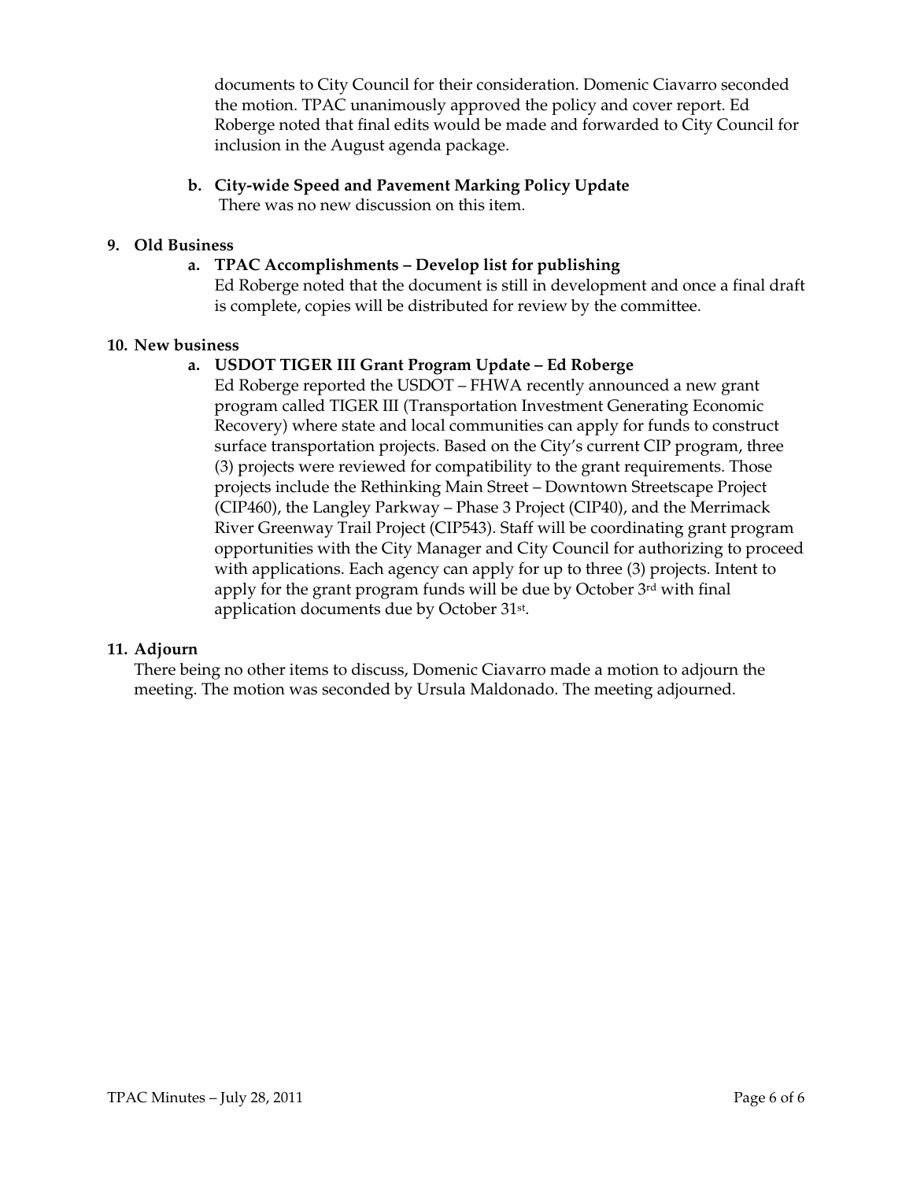documents to City Council for their consideration. Domenic Ciavarro seconded the motion. TPAC unanimously approved the policy and cover report. Ed Roberge noted that final edits would be made and forwarded to City Council for inclusion in the August agenda package.

**b. City-wide Speed and Pavement Marking Policy Update**

There was no new discussion on this item.

**9. Old Business**

**a. TPAC Accomplishments – Develop list for publishing**

Ed Roberge noted that the document is still in development and once a final draft is complete, copies will be distributed for review by the committee.

**10. New business**

**a. USDOT TIGER III Grant Program Update – Ed Roberge**

Ed Roberge reported the USDOT – FHWA recently announced a new grant program called TIGER III (Transportation Investment Generating Economic Recovery) where state and local communities can apply for funds to construct surface transportation projects. Based on the City's current CIP program, three (3) projects were reviewed for compatibility to the grant requirements. Those projects include the Rethinking Main Street – Downtown Streetscape Project (CIP460), the Langley Parkway – Phase 3 Project (CIP40), and the Merrimack River Greenway Trail Project (CIP543). Staff will be coordinating grant program opportunities with the City Manager and City Council for authorizing to proceed with applications. Each agency can apply for up to three (3) projects. Intent to apply for the grant program funds will be due by October 3rd with final application documents due by October 31st.

**11. Adjourn**

There being no other items to discuss, Domenic Ciavarro made a motion to adjourn the meeting. The motion was seconded by Ursula Maldonado. The meeting adjourned.